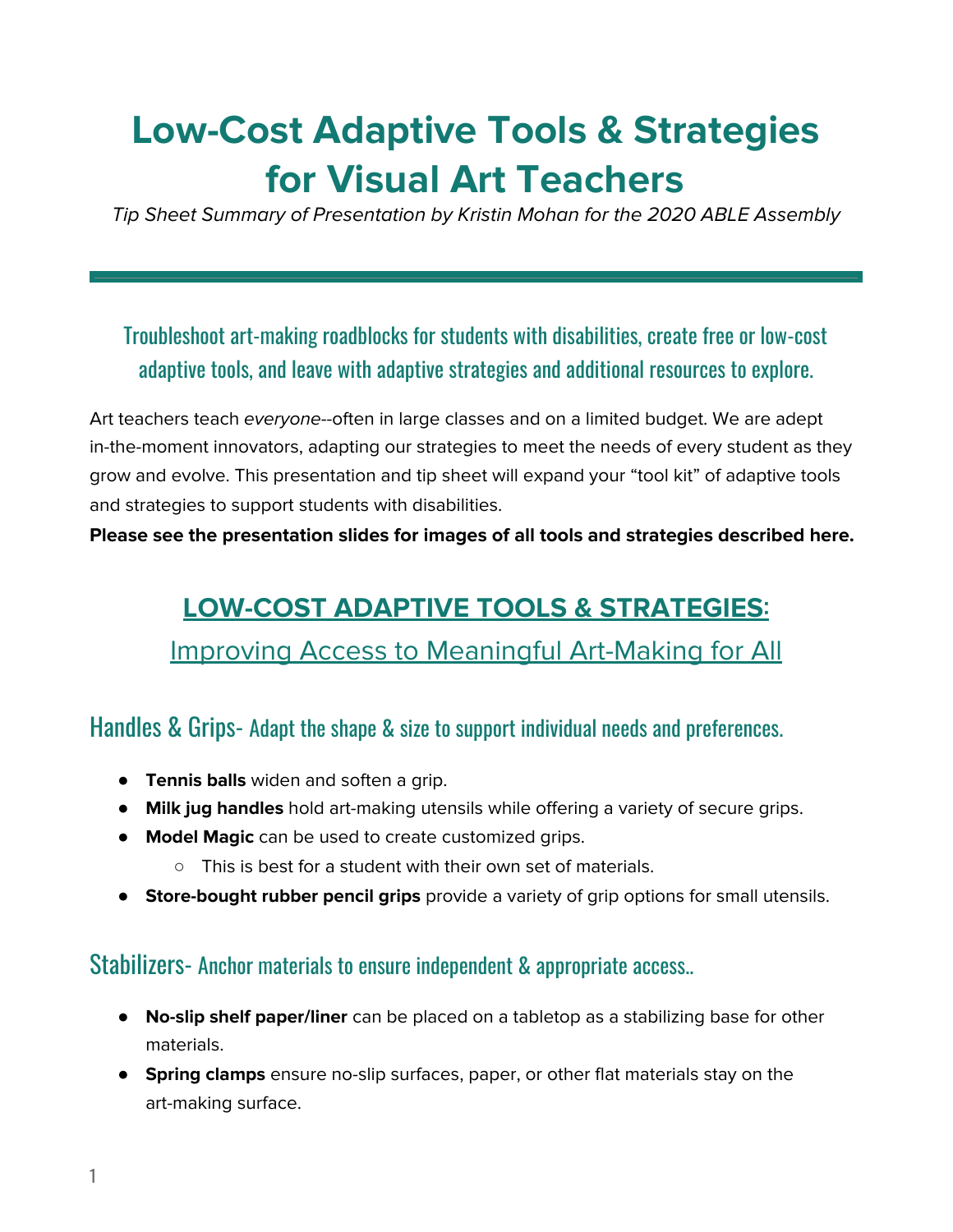# Low-Cost Adaptive Tools & Strategies for Visual Art Teachers

*Tip Sheet Summary of Presentation by Kristin Mohan for the 2020 ABLE Assembly*

---

### Troubleshoot art-making roadblocks for students with disabilities, create free or low-cost adaptive tools, and leave with adaptive strategies and additional resources to explore.

Art teachers teach *everyone*--often in large classes and on a limited budget. We are adept in-the-moment innovators, adapting our strategies to meet the needs of every student as they grow and evolve. This presentation and tip sheet will expand your "tool kit" of adaptive tools and strategies to support students with disabilities.

**Please see the presentation slides for images of all tools and strategies described here.**

## LOW-COST ADAPTIVE TOOLS & STRATEGIES:

## Improving Access to Meaningful Art-Making for All

### Handles & Grips- Adapt the shape & size to support individual needs and preferences.

- **Tennis balls** widen and soften a grip.
- **Milk jug handles** hold art-making utensils while offering a variety of secure grips.
- **Model Magic** can be used to create customized grips.
    - This is best for a student with their own set of materials.
- **Store-bought rubber pencil grips** provide a variety of grip options for small utensils.

### Stabilizers- Anchor materials to ensure independent & appropriate access..

- **No-slip shelf paper/liner** can be placed on a tabletop as a stabilizing base for other materials.
- **Spring clamps** ensure no-slip surfaces, paper, or other flat materials stay on the art-making surface.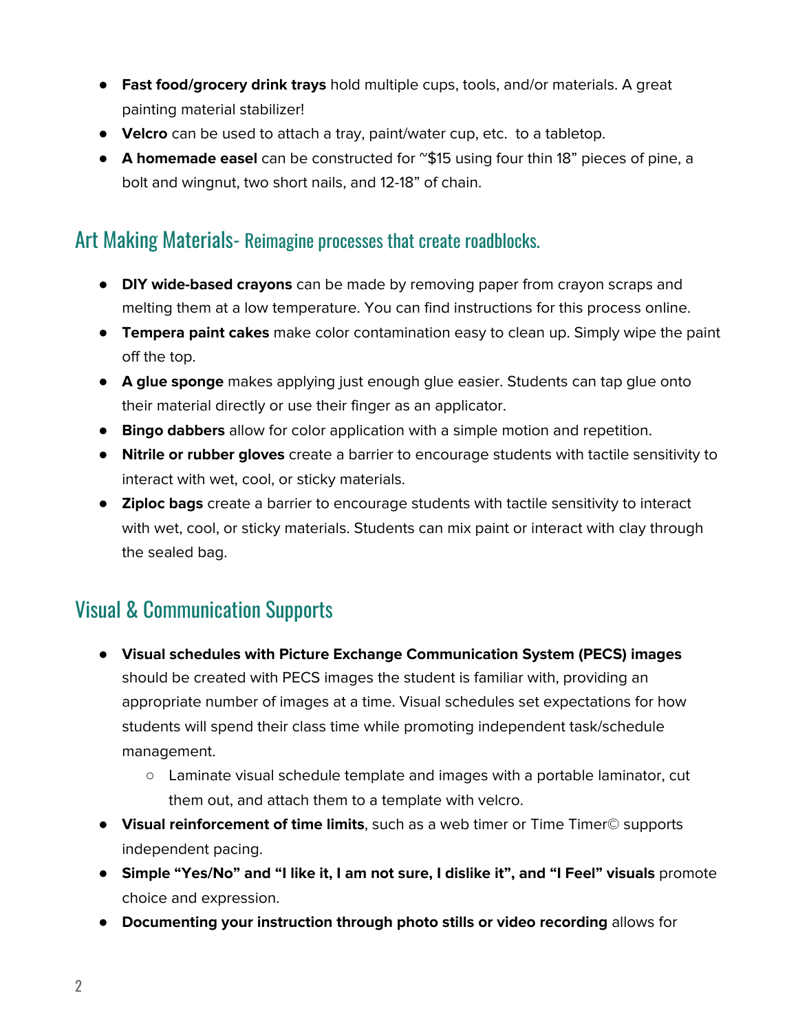- **Fast food/grocery drink trays** hold multiple cups, tools, and/or materials. A great painting material stabilizer!
- **Velcro** can be used to attach a tray, paint/water cup, etc.  to a tabletop.
- **A homemade easel** can be constructed for ~$15 using four thin 18” pieces of pine, a bolt and wingnut, two short nails, and 12-18” of chain.

## Art Making Materials- Reimagine processes that create roadblocks.

- **DIY wide-based crayons** can be made by removing paper from crayon scraps and melting them at a low temperature. You can find instructions for this process online.
- **Tempera paint cakes** make color contamination easy to clean up. Simply wipe the paint off the top.
- **A glue sponge** makes applying just enough glue easier. Students can tap glue onto their material directly or use their finger as an applicator.
- **Bingo dabbers** allow for color application with a simple motion and repetition.
- **Nitrile or rubber gloves** create a barrier to encourage students with tactile sensitivity to interact with wet, cool, or sticky materials.
- **Ziploc bags** create a barrier to encourage students with tactile sensitivity to interact with wet, cool, or sticky materials. Students can mix paint or interact with clay through the sealed bag.

## Visual & Communication Supports

- **Visual schedules with Picture Exchange Communication System (PECS) images** should be created with PECS images the student is familiar with, providing an appropriate number of images at a time. Visual schedules set expectations for how students will spend their class time while promoting independent task/schedule management.
    - Laminate visual schedule template and images with a portable laminator, cut them out, and attach them to a template with velcro.
- **Visual reinforcement of time limits**, such as a web timer or Time Timer© supports independent pacing.
- **Simple “Yes/No” and “I like it, I am not sure, I dislike it”, and “I Feel” visuals** promote choice and expression.
- **Documenting your instruction through photo stills or video recording** allows for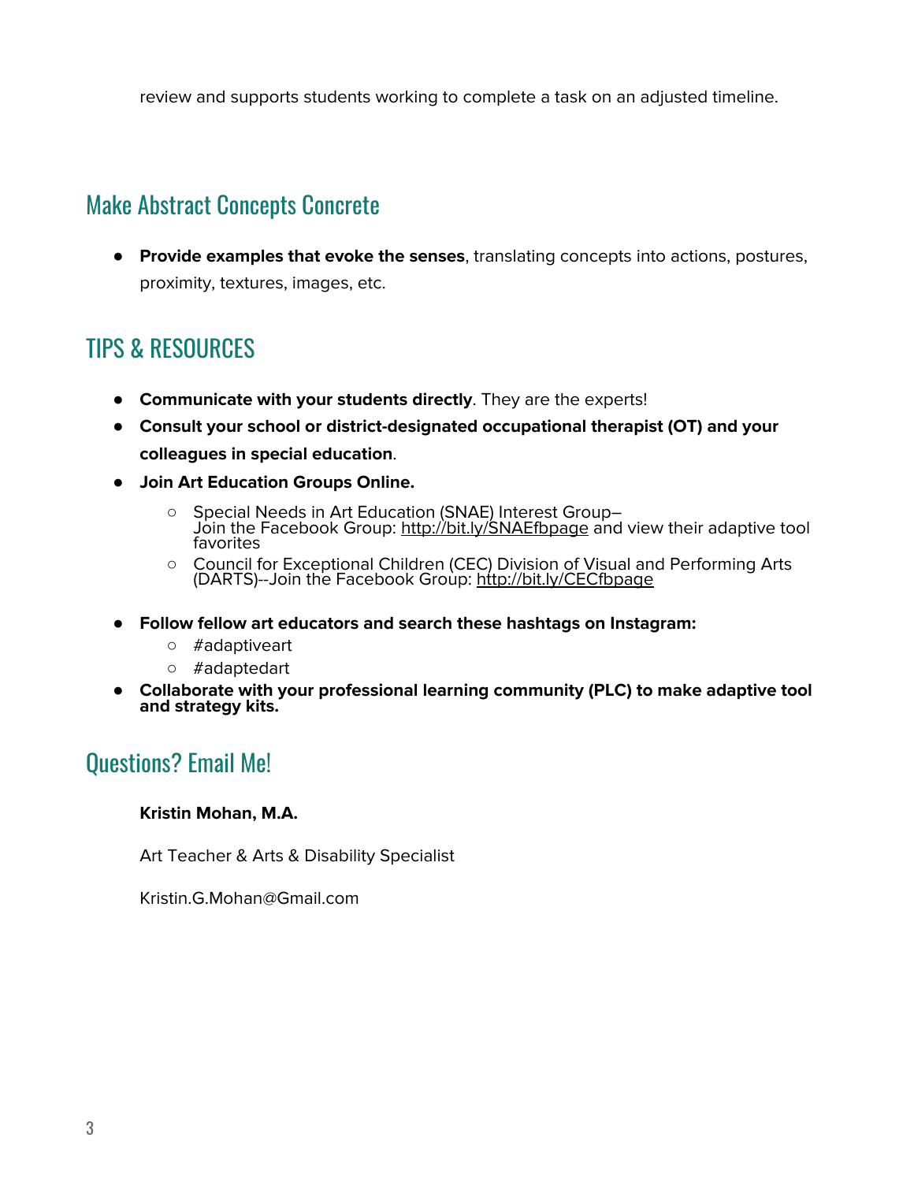review and supports students working to complete a task on an adjusted timeline.

## Make Abstract Concepts Concrete

- **Provide examples that evoke the senses**, translating concepts into actions, postures, proximity, textures, images, etc.

## TIPS & RESOURCES

- **Communicate with your students directly**. They are the experts!
- **Consult your school or district-designated occupational therapist (OT) and your colleagues in special education**.
- **Join Art Education Groups Online.**
  - Special Needs in Art Education (SNAE) Interest Group– Join the Facebook Group: http://bit.ly/SNAEfbpage and view their adaptive tool favorites
  - Council for Exceptional Children (CEC) Division of Visual and Performing Arts (DARTS)--Join the Facebook Group: http://bit.ly/CECfbpage
- **Follow fellow art educators and search these hashtags on Instagram:**
  - #adaptiveart
  - #adaptedart
- **Collaborate with your professional learning community (PLC) to make adaptive tool and strategy kits.**

## Questions? Email Me!

**Kristin Mohan, M.A.**

Art Teacher & Arts & Disability Specialist

Kristin.G.Mohan@Gmail.com